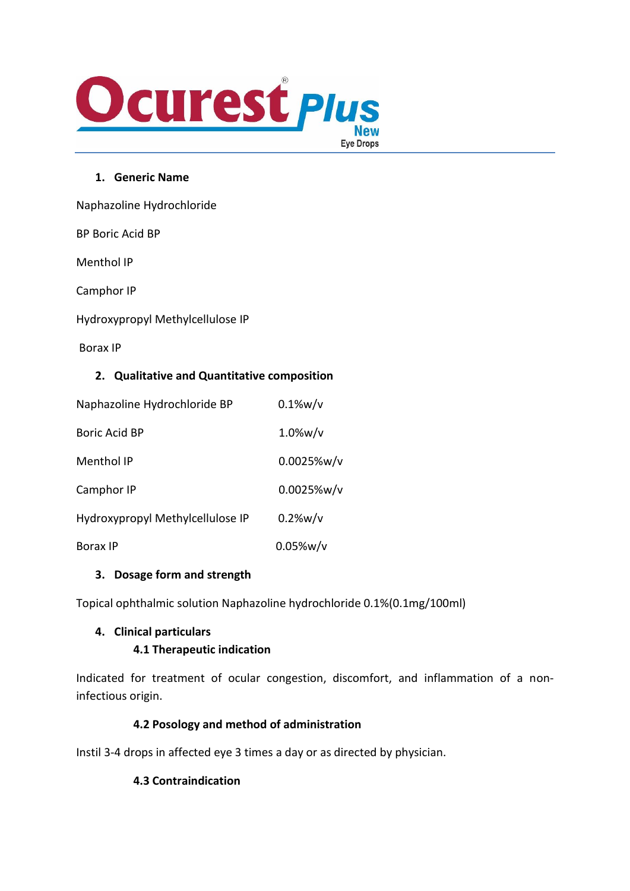# Ocurest Plus New Eye Drops

## 1. Generic Name

Naphazoline Hydrochloride

BP Boric Acid BP

Menthol IP

Camphor IP

Hydroxypropyl Methylcellulose IP

Borax IP

## 2. Qualitative and Quantitative composition

| | |
|---|---|
| Naphazoline Hydrochloride BP | 0.1%w/v |
| Boric Acid BP | 1.0%w/v |
| Menthol IP | 0.0025%w/v |
| Camphor IP | 0.0025%w/v |
| Hydroxypropyl Methylcellulose IP | 0.2%w/v |
| Borax IP | 0.05%w/v |

## 3. Dosage form and strength

Topical ophthalmic solution Naphazoline hydrochloride 0.1%(0.1mg/100ml)

## 4. Clinical particulars

### 4.1 Therapeutic indication

Indicated for treatment of ocular congestion, discomfort, and inflammation of a non-infectious origin.

### 4.2 Posology and method of administration

Instil 3-4 drops in affected eye 3 times a day or as directed by physician.

### 4.3 Contraindication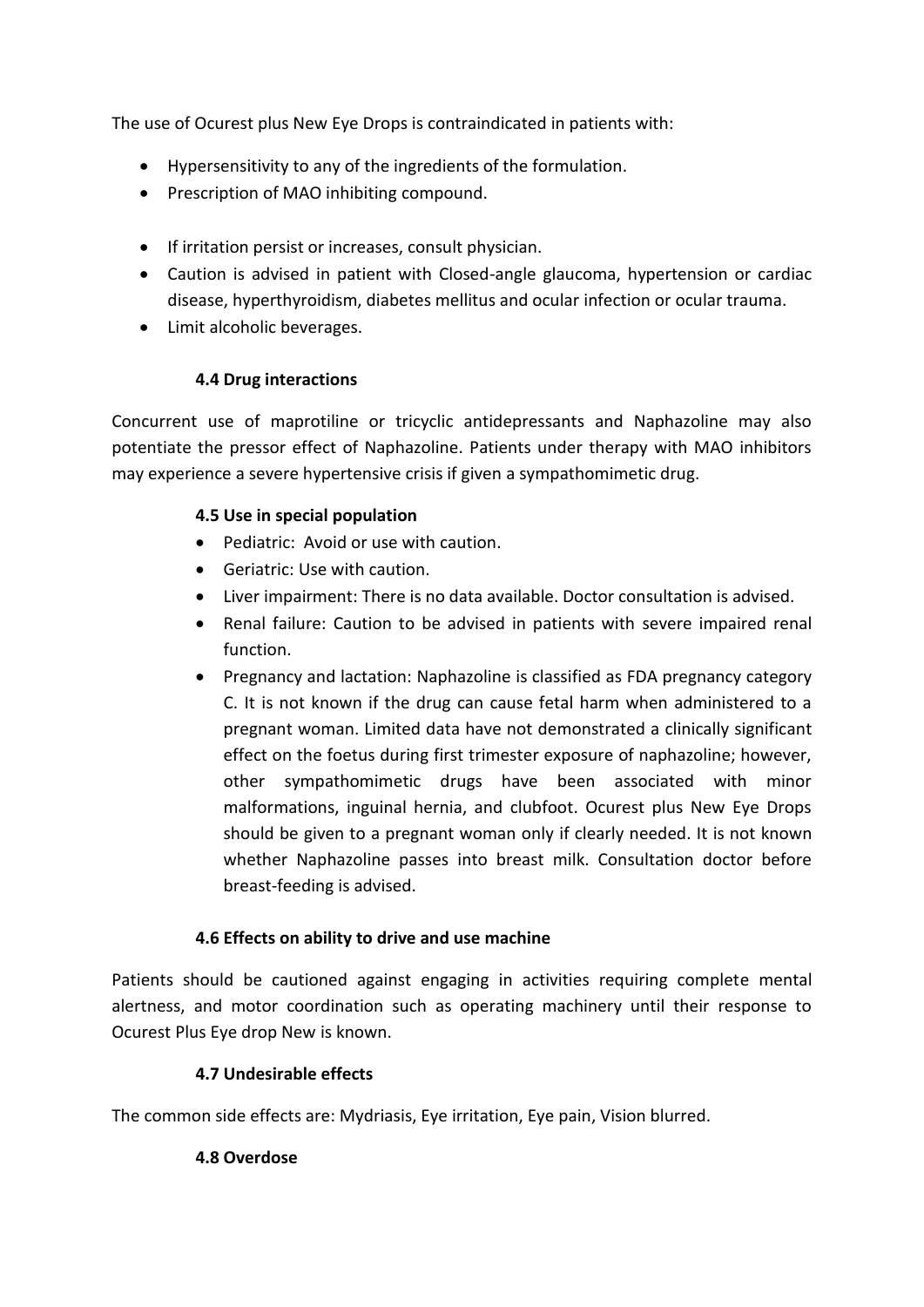The use of Ocurest plus New Eye Drops is contraindicated in patients with:

- Hypersensitivity to any of the ingredients of the formulation.
- Prescription of MAO inhibiting compound.

- If irritation persist or increases, consult physician.
- Caution is advised in patient with Closed-angle glaucoma, hypertension or cardiac disease, hyperthyroidism, diabetes mellitus and ocular infection or ocular trauma.
- Limit alcoholic beverages.

### 4.4 Drug interactions

Concurrent use of maprotiline or tricyclic antidepressants and Naphazoline may also potentiate the pressor effect of Naphazoline. Patients under therapy with MAO inhibitors may experience a severe hypertensive crisis if given a sympathomimetic drug.

### 4.5 Use in special population

- Pediatric: Avoid or use with caution.
- Geriatric: Use with caution.
- Liver impairment: There is no data available. Doctor consultation is advised.
- Renal failure: Caution to be advised in patients with severe impaired renal function.
- Pregnancy and lactation: Naphazoline is classified as FDA pregnancy category C. It is not known if the drug can cause fetal harm when administered to a pregnant woman. Limited data have not demonstrated a clinically significant effect on the foetus during first trimester exposure of naphazoline; however, other sympathomimetic drugs have been associated with minor malformations, inguinal hernia, and clubfoot. Ocurest plus New Eye Drops should be given to a pregnant woman only if clearly needed. It is not known whether Naphazoline passes into breast milk. Consultation doctor before breast-feeding is advised.

### 4.6 Effects on ability to drive and use machine

Patients should be cautioned against engaging in activities requiring complete mental alertness, and motor coordination such as operating machinery until their response to Ocurest Plus Eye drop New is known.

### 4.7 Undesirable effects

The common side effects are: Mydriasis, Eye irritation, Eye pain, Vision blurred.

### 4.8 Overdose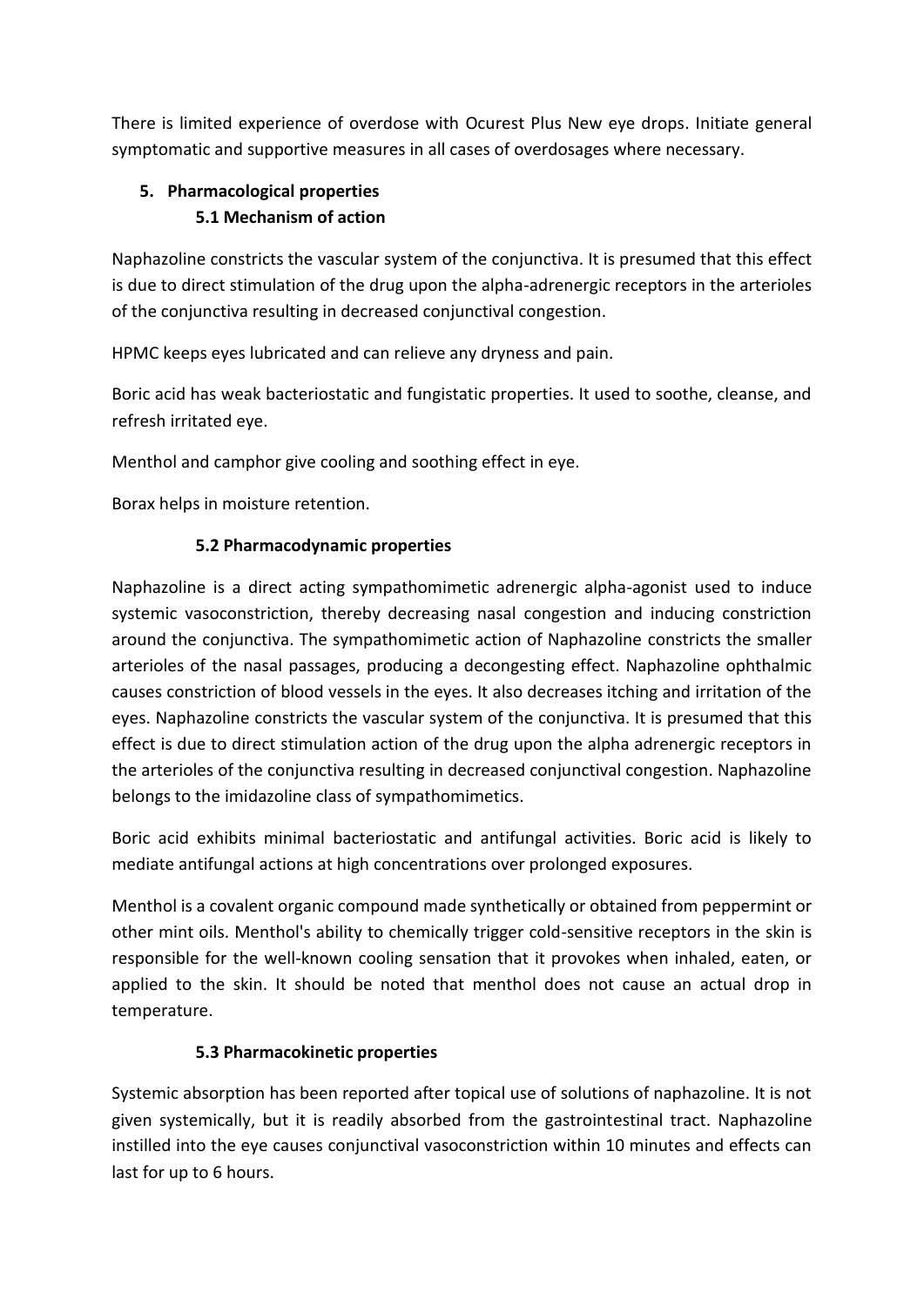There is limited experience of overdose with Ocurest Plus New eye drops. Initiate general symptomatic and supportive measures in all cases of overdosages where necessary.

## 5. Pharmacological properties

### 5.1 Mechanism of action

Naphazoline constricts the vascular system of the conjunctiva. It is presumed that this effect is due to direct stimulation of the drug upon the alpha-adrenergic receptors in the arterioles of the conjunctiva resulting in decreased conjunctival congestion.

HPMC keeps eyes lubricated and can relieve any dryness and pain.

Boric acid has weak bacteriostatic and fungistatic properties. It used to soothe, cleanse, and refresh irritated eye.

Menthol and camphor give cooling and soothing effect in eye.

Borax helps in moisture retention.

### 5.2 Pharmacodynamic properties

Naphazoline is a direct acting sympathomimetic adrenergic alpha-agonist used to induce systemic vasoconstriction, thereby decreasing nasal congestion and inducing constriction around the conjunctiva. The sympathomimetic action of Naphazoline constricts the smaller arterioles of the nasal passages, producing a decongesting effect. Naphazoline ophthalmic causes constriction of blood vessels in the eyes. It also decreases itching and irritation of the eyes. Naphazoline constricts the vascular system of the conjunctiva. It is presumed that this effect is due to direct stimulation action of the drug upon the alpha adrenergic receptors in the arterioles of the conjunctiva resulting in decreased conjunctival congestion. Naphazoline belongs to the imidazoline class of sympathomimetics.

Boric acid exhibits minimal bacteriostatic and antifungal activities. Boric acid is likely to mediate antifungal actions at high concentrations over prolonged exposures.

Menthol is a covalent organic compound made synthetically or obtained from peppermint or other mint oils. Menthol's ability to chemically trigger cold-sensitive receptors in the skin is responsible for the well-known cooling sensation that it provokes when inhaled, eaten, or applied to the skin. It should be noted that menthol does not cause an actual drop in temperature.

### 5.3 Pharmacokinetic properties

Systemic absorption has been reported after topical use of solutions of naphazoline. It is not given systemically, but it is readily absorbed from the gastrointestinal tract. Naphazoline instilled into the eye causes conjunctival vasoconstriction within 10 minutes and effects can last for up to 6 hours.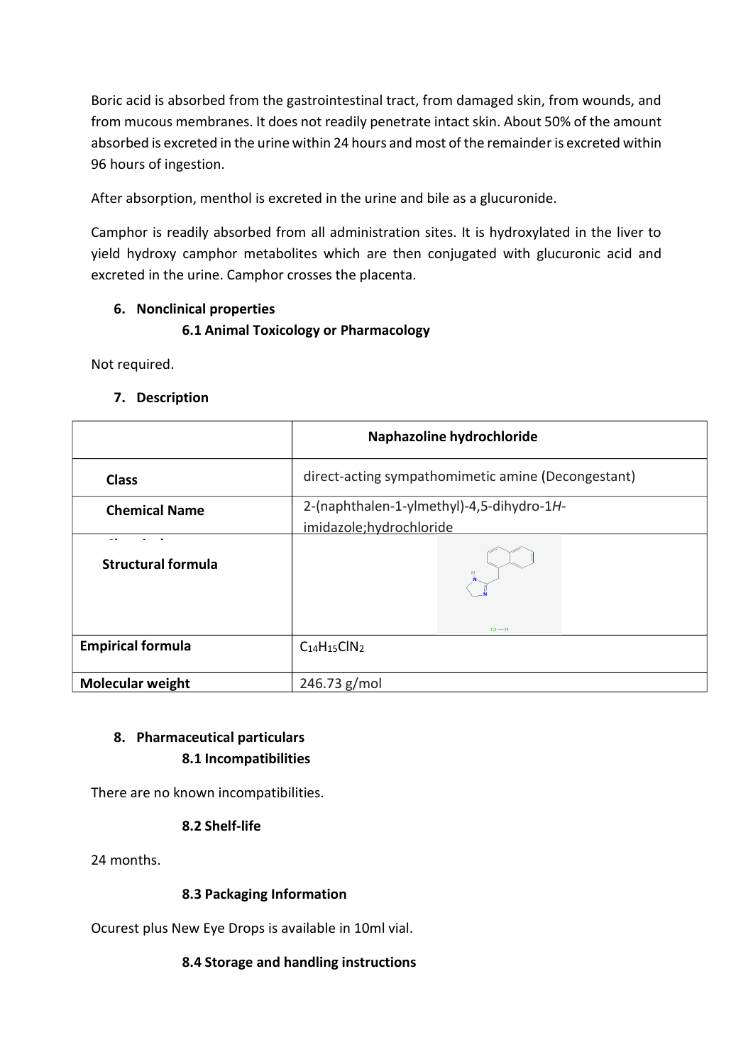Boric acid is absorbed from the gastrointestinal tract, from damaged skin, from wounds, and from mucous membranes. It does not readily penetrate intact skin. About 50% of the amount absorbed is excreted in the urine within 24 hours and most of the remainder is excreted within 96 hours of ingestion.

After absorption, menthol is excreted in the urine and bile as a glucuronide.

Camphor is readily absorbed from all administration sites. It is hydroxylated in the liver to yield hydroxy camphor metabolites which are then conjugated with glucuronic acid and excreted in the urine. Camphor crosses the placenta.

## 6. Nonclinical properties

### 6.1 Animal Toxicology or Pharmacology

Not required.

## 7. Description

| | **Naphazoline hydrochloride** |
|---|---|
| **Class** | direct-acting sympathomimetic amine (Decongestant) |
| **Chemical Name** | 2-(naphthalen-1-ylmethyl)-4,5-dihydro-1*H*-imidazole;hydrochloride |
| **Structural formula** | |
| **Empirical formula** | $C_{14}H_{15}ClN_2$ |
| **Molecular weight** | 246.73 g/mol |

## 8. Pharmaceutical particulars

### 8.1 Incompatibilities

There are no known incompatibilities.

### 8.2 Shelf-life

24 months.

### 8.3 Packaging Information

Ocurest plus New Eye Drops is available in 10ml vial.

### 8.4 Storage and handling instructions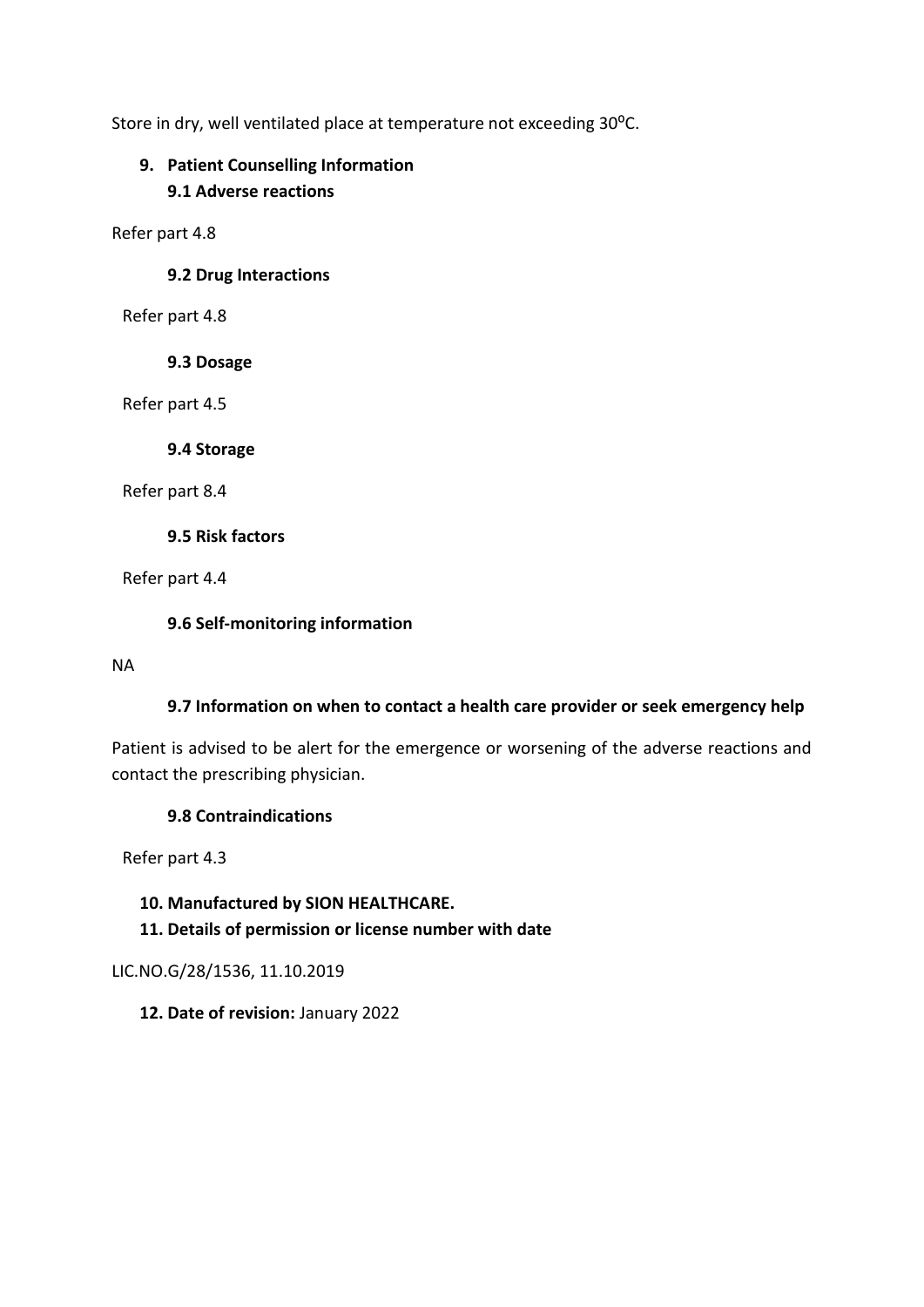Store in dry, well ventilated place at temperature not exceeding 30$^{o}$C.

## 9. Patient Counselling Information

### 9.1 Adverse reactions

Refer part 4.8

### 9.2 Drug Interactions

Refer part 4.8

### 9.3 Dosage

Refer part 4.5

### 9.4 Storage

Refer part 8.4

### 9.5 Risk factors

Refer part 4.4

### 9.6 Self-monitoring information

NA

### 9.7 Information on when to contact a health care provider or seek emergency help

Patient is advised to be alert for the emergence or worsening of the adverse reactions and contact the prescribing physician.

### 9.8 Contraindications

Refer part 4.3

## 10. Manufactured by SION HEALTHCARE.

## 11. Details of permission or license number with date

LIC.NO.G/28/1536, 11.10.2019

**12. Date of revision:** January 2022